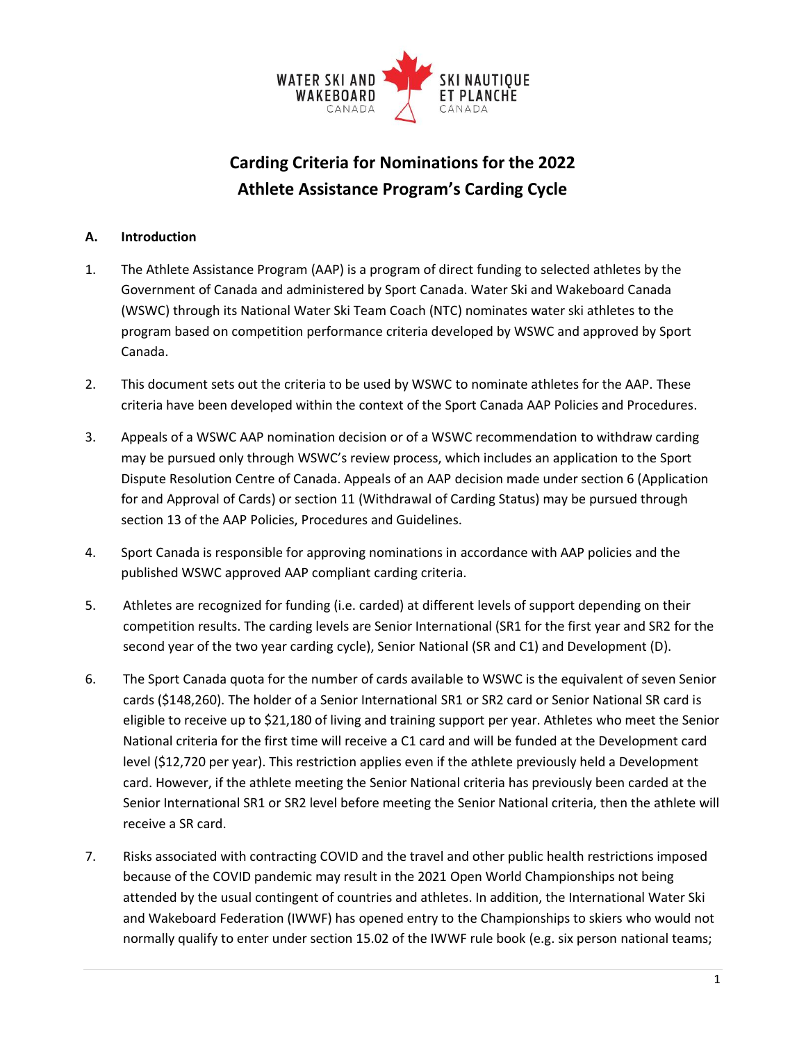WATER SKI AND WAKEBOARD CANADA | SKI NAUTIQUE ET PLANCHE CANADA

# Carding Criteria for Nominations for the 2022 Athlete Assistance Program's Carding Cycle

## A. Introduction

1. The Athlete Assistance Program (AAP) is a program of direct funding to selected athletes by the Government of Canada and administered by Sport Canada. Water Ski and Wakeboard Canada (WSWC) through its National Water Ski Team Coach (NTC) nominates water ski athletes to the program based on competition performance criteria developed by WSWC and approved by Sport Canada.

2. This document sets out the criteria to be used by WSWC to nominate athletes for the AAP. These criteria have been developed within the context of the Sport Canada AAP Policies and Procedures.

3. Appeals of a WSWC AAP nomination decision or of a WSWC recommendation to withdraw carding may be pursued only through WSWC's review process, which includes an application to the Sport Dispute Resolution Centre of Canada. Appeals of an AAP decision made under section 6 (Application for and Approval of Cards) or section 11 (Withdrawal of Carding Status) may be pursued through section 13 of the AAP Policies, Procedures and Guidelines.

4. Sport Canada is responsible for approving nominations in accordance with AAP policies and the published WSWC approved AAP compliant carding criteria.

5. Athletes are recognized for funding (i.e. carded) at different levels of support depending on their competition results. The carding levels are Senior International (SR1 for the first year and SR2 for the second year of the two year carding cycle), Senior National (SR and C1) and Development (D).

6. The Sport Canada quota for the number of cards available to WSWC is the equivalent of seven Senior cards ($148,260). The holder of a Senior International SR1 or SR2 card or Senior National SR card is eligible to receive up to $21,180 of living and training support per year. Athletes who meet the Senior National criteria for the first time will receive a C1 card and will be funded at the Development card level ($12,720 per year). This restriction applies even if the athlete previously held a Development card. However, if the athlete meeting the Senior National criteria has previously been carded at the Senior International SR1 or SR2 level before meeting the Senior National criteria, then the athlete will receive a SR card.

7. Risks associated with contracting COVID and the travel and other public health restrictions imposed because of the COVID pandemic may result in the 2021 Open World Championships not being attended by the usual contingent of countries and athletes. In addition, the International Water Ski and Wakeboard Federation (IWWF) has opened entry to the Championships to skiers who would not normally qualify to enter under section 15.02 of the IWWF rule book (e.g. six person national teams;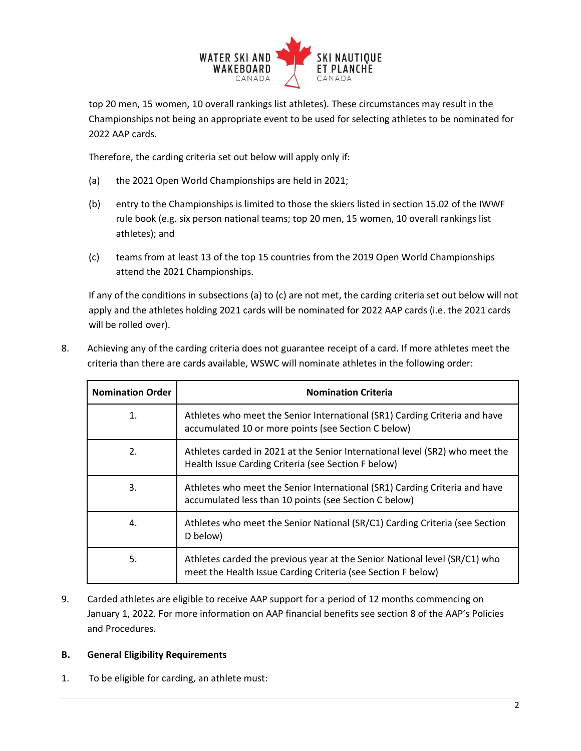top 20 men, 15 women, 10 overall rankings list athletes). These circumstances may result in the Championships not being an appropriate event to be used for selecting athletes to be nominated for 2022 AAP cards.

Therefore, the carding criteria set out below will apply only if:

(a) the 2021 Open World Championships are held in 2021;

(b) entry to the Championships is limited to those the skiers listed in section 15.02 of the IWWF rule book (e.g. six person national teams; top 20 men, 15 women, 10 overall rankings list athletes); and

(c) teams from at least 13 of the top 15 countries from the 2019 Open World Championships attend the 2021 Championships.

If any of the conditions in subsections (a) to (c) are not met, the carding criteria set out below will not apply and the athletes holding 2021 cards will be nominated for 2022 AAP cards (i.e. the 2021 cards will be rolled over).

8. Achieving any of the carding criteria does not guarantee receipt of a card. If more athletes meet the criteria than there are cards available, WSWC will nominate athletes in the following order:

| Nomination Order | Nomination Criteria |
|---|---|
| 1. | Athletes who meet the Senior International (SR1) Carding Criteria and have accumulated 10 or more points (see Section C below) |
| 2. | Athletes carded in 2021 at the Senior International level (SR2) who meet the Health Issue Carding Criteria (see Section F below) |
| 3. | Athletes who meet the Senior International (SR1) Carding Criteria and have accumulated less than 10 points (see Section C below) |
| 4. | Athletes who meet the Senior National (SR/C1) Carding Criteria (see Section D below) |
| 5. | Athletes carded the previous year at the Senior National level (SR/C1) who meet the Health Issue Carding Criteria (see Section F below) |

9. Carded athletes are eligible to receive AAP support for a period of 12 months commencing on January 1, 2022. For more information on AAP financial benefits see section 8 of the AAP's Policies and Procedures.

## B. General Eligibility Requirements

1. To be eligible for carding, an athlete must: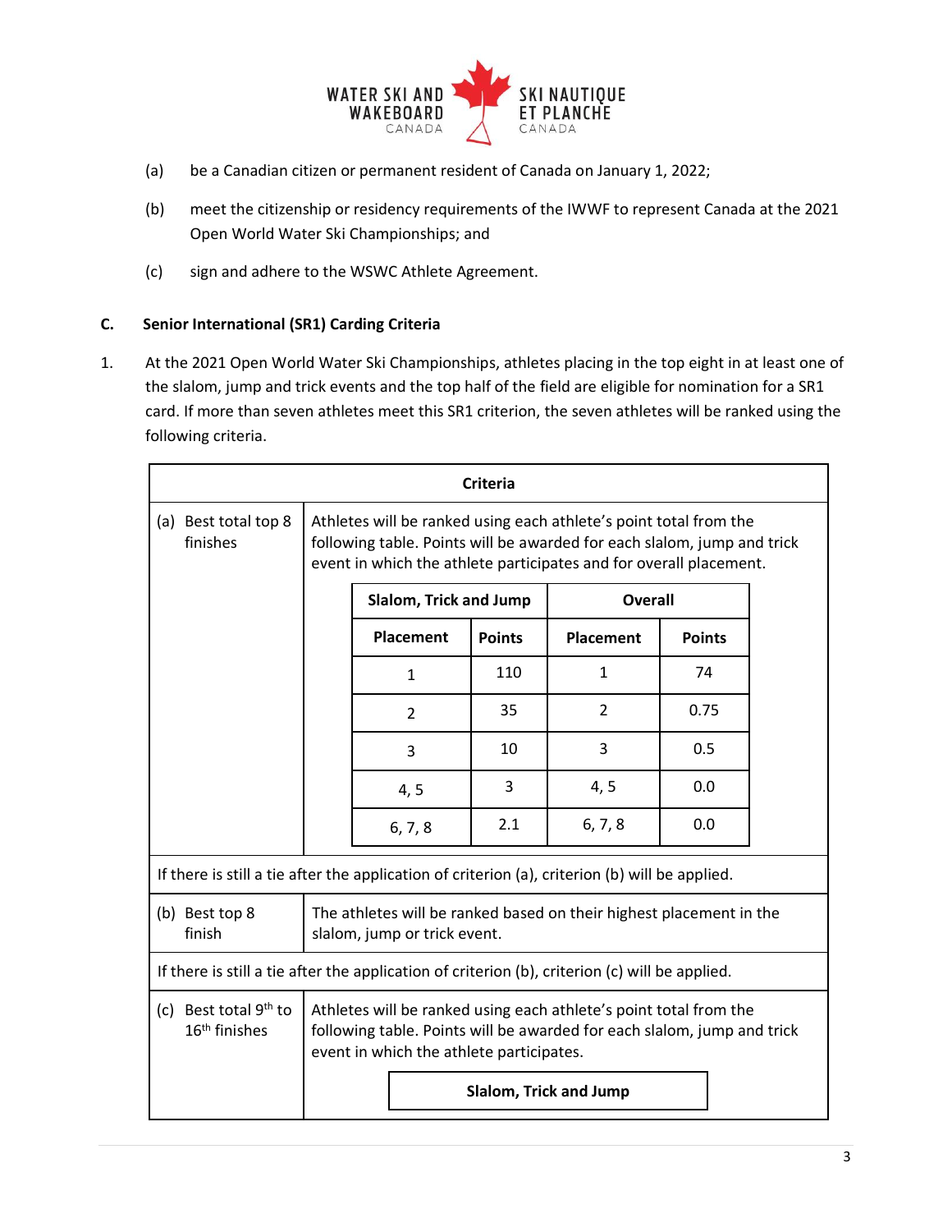(a) be a Canadian citizen or permanent resident of Canada on January 1, 2022;

(b) meet the citizenship or residency requirements of the IWWF to represent Canada at the 2021 Open World Water Ski Championships; and

(c) sign and adhere to the WSWC Athlete Agreement.

## C. Senior International (SR1) Carding Criteria

1. At the 2021 Open World Water Ski Championships, athletes placing in the top eight in at least one of the slalom, jump and trick events and the top half of the field are eligible for nomination for a SR1 card. If more than seven athletes meet this SR1 criterion, the seven athletes will be ranked using the following criteria.

**Criteria**

**(a) Best total top 8 finishes**

Athletes will be ranked using each athlete's point total from the following table. Points will be awarded for each slalom, jump and trick event in which the athlete participates and for overall placement.

| Slalom, Trick and Jump | | Overall | |
|---|---|---|---|
| **Placement** | **Points** | **Placement** | **Points** |
| 1 | 110 | 1 | 74 |
| 2 | 35 | 2 | 0.75 |
| 3 | 10 | 3 | 0.5 |
| 4, 5 | 3 | 4, 5 | 0.0 |
| 6, 7, 8 | 2.1 | 6, 7, 8 | 0.0 |

If there is still a tie after the application of criterion (a), criterion (b) will be applied.

**(b) Best top 8 finish**

The athletes will be ranked based on their highest placement in the slalom, jump or trick event.

If there is still a tie after the application of criterion (b), criterion (c) will be applied.

**(c) Best total 9th to 16th finishes**

Athletes will be ranked using each athlete's point total from the following table. Points will be awarded for each slalom, jump and trick event in which the athlete participates.

| Slalom, Trick and Jump |
|---|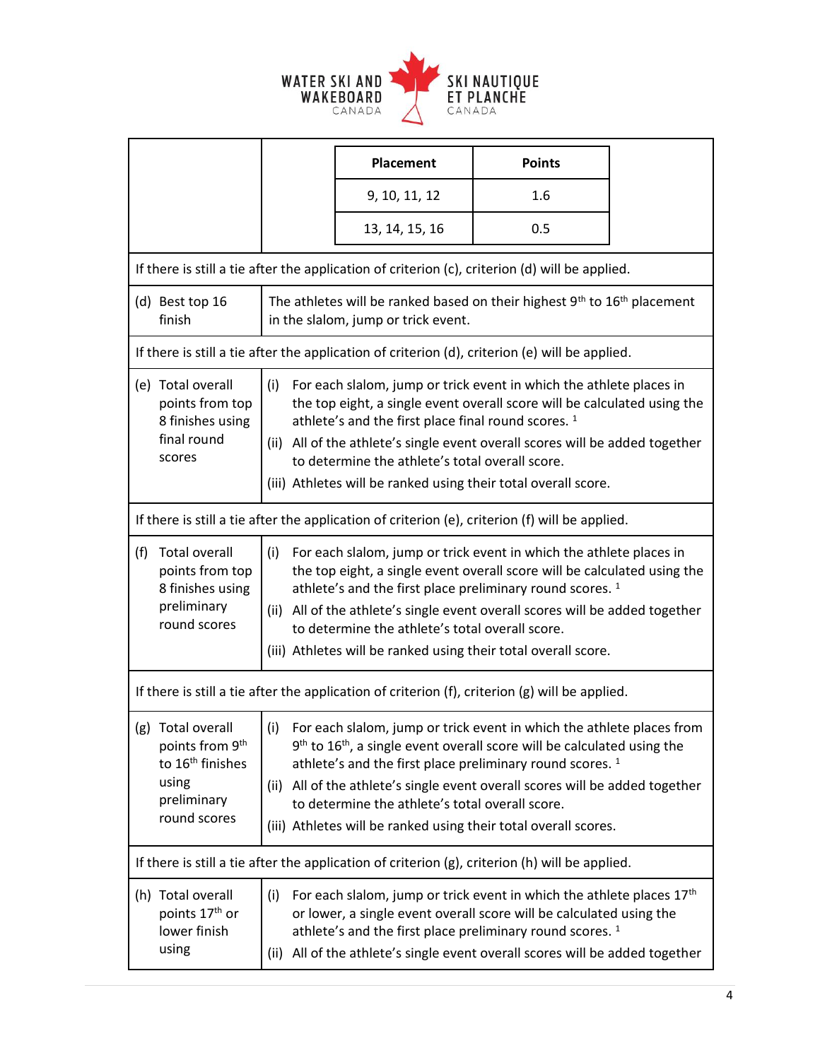| Placement | Points |
| --- | --- |
| 9, 10, 11, 12 | 1.6 |
| 13, 14, 15, 16 | 0.5 |

If there is still a tie after the application of criterion (c), criterion (d) will be applied.

| | |
| --- | --- |
| (d) Best top 16 finish | The athletes will be ranked based on their highest 9th to 16th placement in the slalom, jump or trick event. |

If there is still a tie after the application of criterion (d), criterion (e) will be applied.

| | |
| --- | --- |
| (e) Total overall points from top 8 finishes using final round scores | (i) For each slalom, jump or trick event in which the athlete places in the top eight, a single event overall score will be calculated using the athlete's and the first place final round scores. [1]<br>(ii) All of the athlete's single event overall scores will be added together to determine the athlete's total overall score.<br>(iii) Athletes will be ranked using their total overall score. |

If there is still a tie after the application of criterion (e), criterion (f) will be applied.

| | |
| --- | --- |
| (f) Total overall points from top 8 finishes using preliminary round scores | (i) For each slalom, jump or trick event in which the athlete places in the top eight, a single event overall score will be calculated using the athlete's and the first place preliminary round scores. [1]<br>(ii) All of the athlete's single event overall scores will be added together to determine the athlete's total overall score.<br>(iii) Athletes will be ranked using their total overall score. |

If there is still a tie after the application of criterion (f), criterion (g) will be applied.

| | |
| --- | --- |
| (g) Total overall points from 9th to 16th finishes using preliminary round scores | (i) For each slalom, jump or trick event in which the athlete places from 9th to 16th, a single event overall score will be calculated using the athlete's and the first place preliminary round scores. [1]<br>(ii) All of the athlete's single event overall scores will be added together to determine the athlete's total overall score.<br>(iii) Athletes will be ranked using their total overall scores. |

If there is still a tie after the application of criterion (g), criterion (h) will be applied.

| | |
| --- | --- |
| (h) Total overall points 17th or lower finish using | (i) For each slalom, jump or trick event in which the athlete places 17th or lower, a single event overall score will be calculated using the athlete's and the first place preliminary round scores. [1]<br>(ii) All of the athlete's single event overall scores will be added together |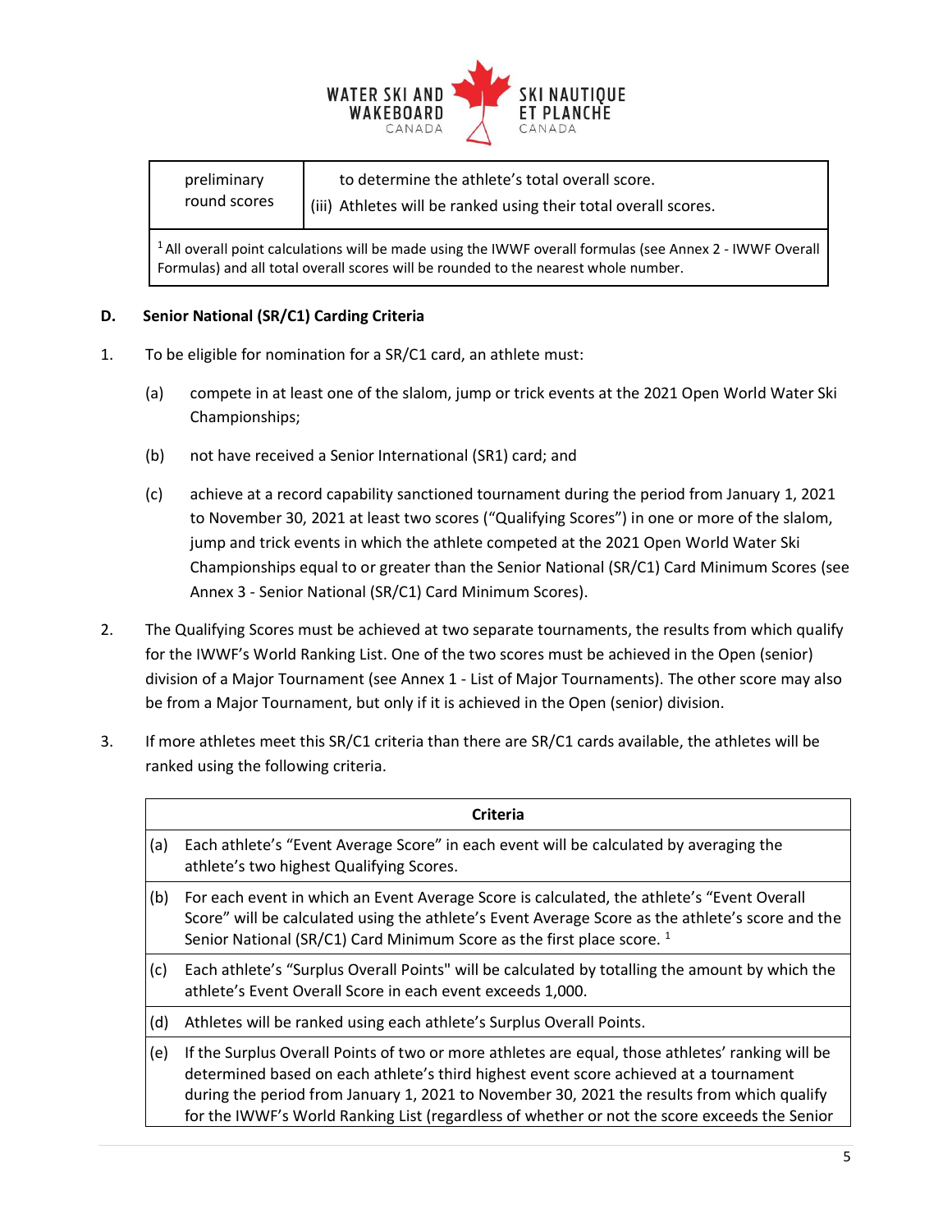| preliminary round scores | to determine the athlete's total overall score. (iii) Athletes will be ranked using their total overall scores. |
|---|---|

[1] All overall point calculations will be made using the IWWF overall formulas (see Annex 2 - IWWF Overall Formulas) and all total overall scores will be rounded to the nearest whole number.

**D. Senior National (SR/C1) Carding Criteria**

1. To be eligible for nomination for a SR/C1 card, an athlete must:

   (a) compete in at least one of the slalom, jump or trick events at the 2021 Open World Water Ski Championships;

   (b) not have received a Senior International (SR1) card; and

   (c) achieve at a record capability sanctioned tournament during the period from January 1, 2021 to November 30, 2021 at least two scores ("Qualifying Scores") in one or more of the slalom, jump and trick events in which the athlete competed at the 2021 Open World Water Ski Championships equal to or greater than the Senior National (SR/C1) Card Minimum Scores (see Annex 3 - Senior National (SR/C1) Card Minimum Scores).

2. The Qualifying Scores must be achieved at two separate tournaments, the results from which qualify for the IWWF's World Ranking List. One of the two scores must be achieved in the Open (senior) division of a Major Tournament (see Annex 1 - List of Major Tournaments). The other score may also be from a Major Tournament, but only if it is achieved in the Open (senior) division.

3. If more athletes meet this SR/C1 criteria than there are SR/C1 cards available, the athletes will be ranked using the following criteria.

| | Criteria |
|---|---|
| (a) | Each athlete's "Event Average Score" in each event will be calculated by averaging the athlete's two highest Qualifying Scores. |
| (b) | For each event in which an Event Average Score is calculated, the athlete's "Event Overall Score" will be calculated using the athlete's Event Average Score as the athlete's score and the Senior National (SR/C1) Card Minimum Score as the first place score. [1] |
| (c) | Each athlete's "Surplus Overall Points" will be calculated by totalling the amount by which the athlete's Event Overall Score in each event exceeds 1,000. |
| (d) | Athletes will be ranked using each athlete's Surplus Overall Points. |
| (e) | If the Surplus Overall Points of two or more athletes are equal, those athletes' ranking will be determined based on each athlete's third highest event score achieved at a tournament during the period from January 1, 2021 to November 30, 2021 the results from which qualify for the IWWF's World Ranking List (regardless of whether or not the score exceeds the Senior |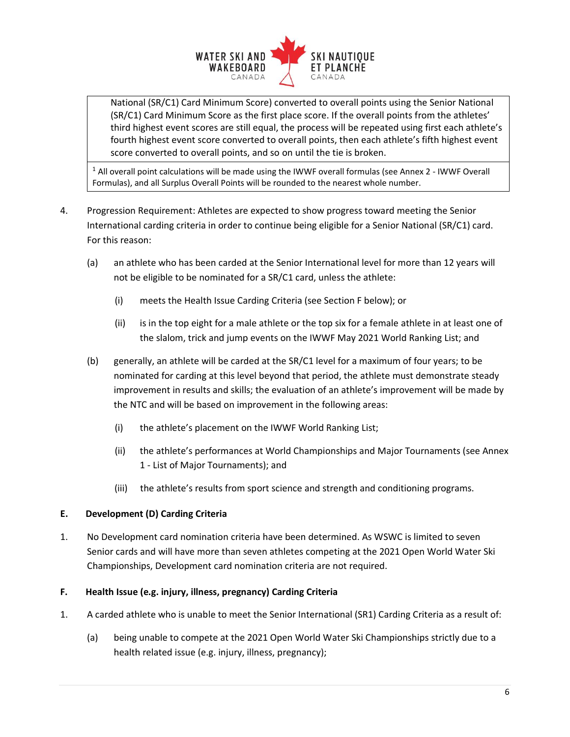National (SR/C1) Card Minimum Score) converted to overall points using the Senior National (SR/C1) Card Minimum Score as the first place score. If the overall points from the athletes' third highest event scores are still equal, the process will be repeated using first each athlete's fourth highest event score converted to overall points, then each athlete's fifth highest event score converted to overall points, and so on until the tie is broken.

[1] All overall point calculations will be made using the IWWF overall formulas (see Annex 2 - IWWF Overall Formulas), and all Surplus Overall Points will be rounded to the nearest whole number.

4. Progression Requirement: Athletes are expected to show progress toward meeting the Senior International carding criteria in order to continue being eligible for a Senior National (SR/C1) card. For this reason:

   (a) an athlete who has been carded at the Senior International level for more than 12 years will not be eligible to be nominated for a SR/C1 card, unless the athlete:

      (i) meets the Health Issue Carding Criteria (see Section F below); or

      (ii) is in the top eight for a male athlete or the top six for a female athlete in at least one of the slalom, trick and jump events on the IWWF May 2021 World Ranking List; and

   (b) generally, an athlete will be carded at the SR/C1 level for a maximum of four years; to be nominated for carding at this level beyond that period, the athlete must demonstrate steady improvement in results and skills; the evaluation of an athlete's improvement will be made by the NTC and will be based on improvement in the following areas:

      (i) the athlete's placement on the IWWF World Ranking List;

      (ii) the athlete's performances at World Championships and Major Tournaments (see Annex 1 - List of Major Tournaments); and

      (iii) the athlete's results from sport science and strength and conditioning programs.

## E. Development (D) Carding Criteria

1. No Development card nomination criteria have been determined. As WSWC is limited to seven Senior cards and will have more than seven athletes competing at the 2021 Open World Water Ski Championships, Development card nomination criteria are not required.

## F. Health Issue (e.g. injury, illness, pregnancy) Carding Criteria

1. A carded athlete who is unable to meet the Senior International (SR1) Carding Criteria as a result of:

   (a) being unable to compete at the 2021 Open World Water Ski Championships strictly due to a health related issue (e.g. injury, illness, pregnancy);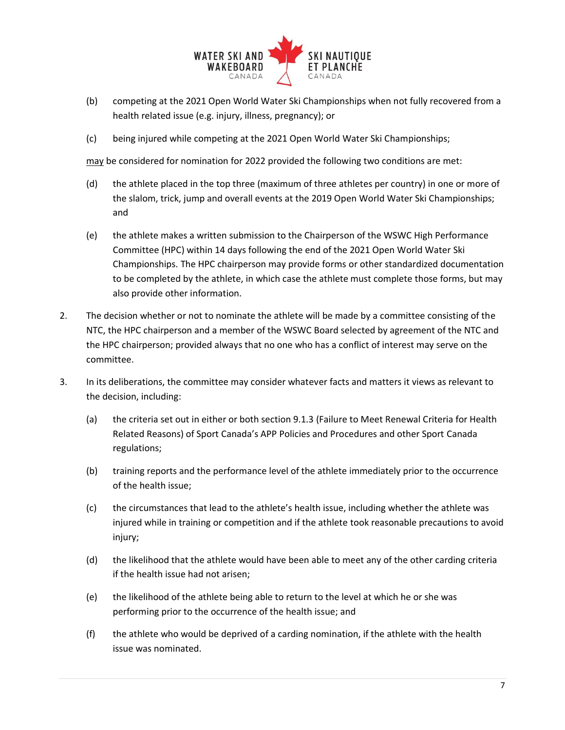(b) competing at the 2021 Open World Water Ski Championships when not fully recovered from a health related issue (e.g. injury, illness, pregnancy); or

(c) being injured while competing at the 2021 Open World Water Ski Championships;

may be considered for nomination for 2022 provided the following two conditions are met:

(d) the athlete placed in the top three (maximum of three athletes per country) in one or more of the slalom, trick, jump and overall events at the 2019 Open World Water Ski Championships; and

(e) the athlete makes a written submission to the Chairperson of the WSWC High Performance Committee (HPC) within 14 days following the end of the 2021 Open World Water Ski Championships. The HPC chairperson may provide forms or other standardized documentation to be completed by the athlete, in which case the athlete must complete those forms, but may also provide other information.

2. The decision whether or not to nominate the athlete will be made by a committee consisting of the NTC, the HPC chairperson and a member of the WSWC Board selected by agreement of the NTC and the HPC chairperson; provided always that no one who has a conflict of interest may serve on the committee.

3. In its deliberations, the committee may consider whatever facts and matters it views as relevant to the decision, including:

   (a) the criteria set out in either or both section 9.1.3 (Failure to Meet Renewal Criteria for Health Related Reasons) of Sport Canada's APP Policies and Procedures and other Sport Canada regulations;

   (b) training reports and the performance level of the athlete immediately prior to the occurrence of the health issue;

   (c) the circumstances that lead to the athlete's health issue, including whether the athlete was injured while in training or competition and if the athlete took reasonable precautions to avoid injury;

   (d) the likelihood that the athlete would have been able to meet any of the other carding criteria if the health issue had not arisen;

   (e) the likelihood of the athlete being able to return to the level at which he or she was performing prior to the occurrence of the health issue; and

   (f) the athlete who would be deprived of a carding nomination, if the athlete with the health issue was nominated.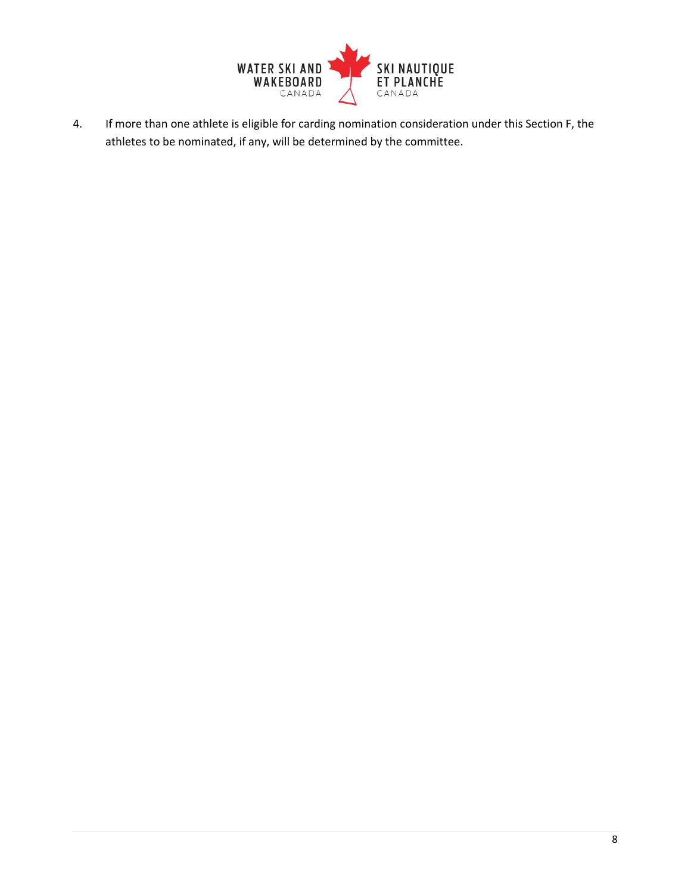4. If more than one athlete is eligible for carding nomination consideration under this Section F, the athletes to be nominated, if any, will be determined by the committee.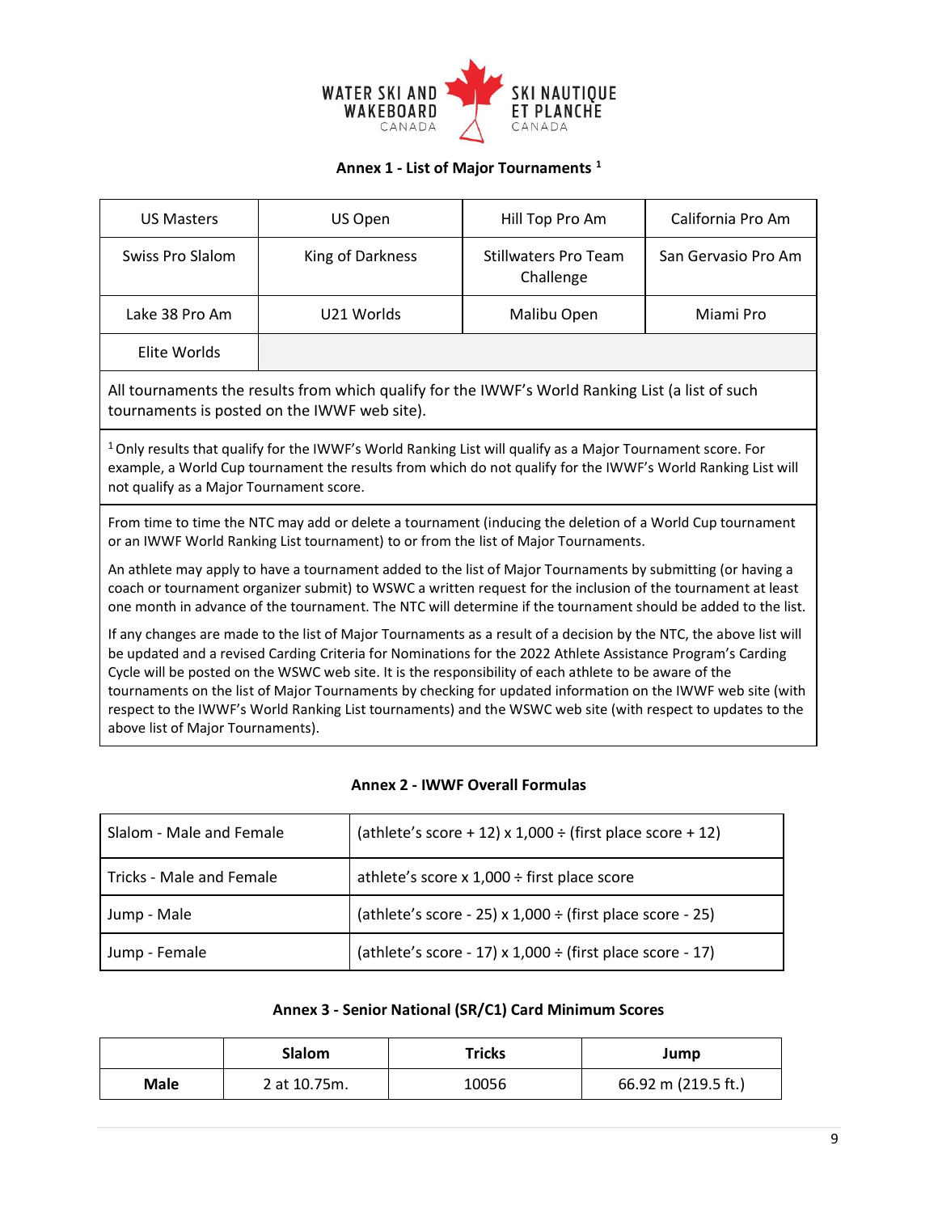# Annex 1 - List of Major Tournaments [1]

| | | | |
|---|---|---|---|
| US Masters | US Open | Hill Top Pro Am | California Pro Am |
| Swiss Pro Slalom | King of Darkness | Stillwaters Pro Team Challenge | San Gervasio Pro Am |
| Lake 38 Pro Am | U21 Worlds | Malibu Open | Miami Pro |
| Elite Worlds | | | |

All tournaments the results from which qualify for the IWWF's World Ranking List (a list of such tournaments is posted on the IWWF web site).

[1] Only results that qualify for the IWWF's World Ranking List will qualify as a Major Tournament score. For example, a World Cup tournament the results from which do not qualify for the IWWF's World Ranking List will not qualify as a Major Tournament score.

From time to time the NTC may add or delete a tournament (inducing the deletion of a World Cup tournament or an IWWF World Ranking List tournament) to or from the list of Major Tournaments.

An athlete may apply to have a tournament added to the list of Major Tournaments by submitting (or having a coach or tournament organizer submit) to WSWC a written request for the inclusion of the tournament at least one month in advance of the tournament. The NTC will determine if the tournament should be added to the list.

If any changes are made to the list of Major Tournaments as a result of a decision by the NTC, the above list will be updated and a revised Carding Criteria for Nominations for the 2022 Athlete Assistance Program's Carding Cycle will be posted on the WSWC web site. It is the responsibility of each athlete to be aware of the tournaments on the list of Major Tournaments by checking for updated information on the IWWF web site (with respect to the IWWF's World Ranking List tournaments) and the WSWC web site (with respect to updates to the above list of Major Tournaments).

# Annex 2 - IWWF Overall Formulas

| | |
|---|---|
| Slalom - Male and Female | (athlete's score + 12) x 1,000 ÷ (first place score + 12) |
| Tricks - Male and Female | athlete's score x 1,000 ÷ first place score |
| Jump - Male | (athlete's score - 25) x 1,000 ÷ (first place score - 25) |
| Jump - Female | (athlete's score - 17) x 1,000 ÷ (first place score - 17) |

# Annex 3 - Senior National (SR/C1) Card Minimum Scores

| | Slalom | Tricks | Jump |
|---|---|---|---|
| **Male** | 2 at 10.75m. | 10056 | 66.92 m (219.5 ft.) |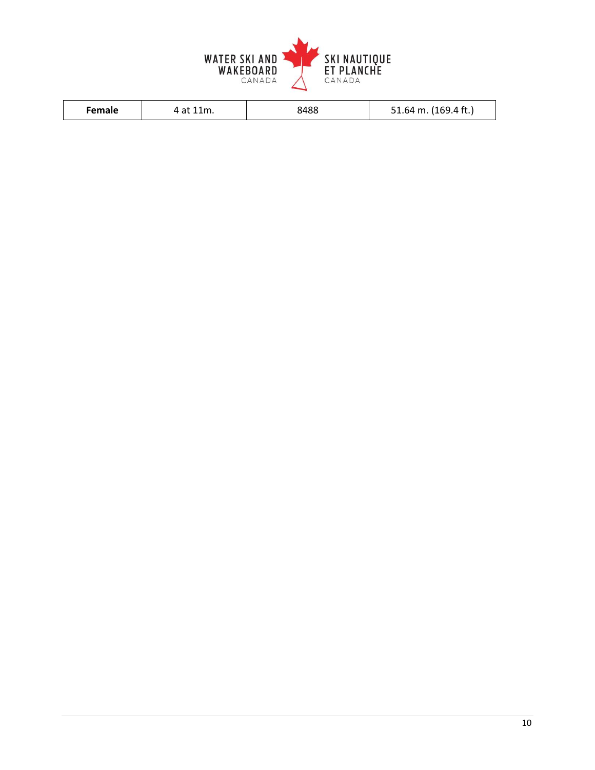| | | | |
|---|---|---|---|
| **Female** | 4 at 11m. | 8488 | 51.64 m. (169.4 ft.) |